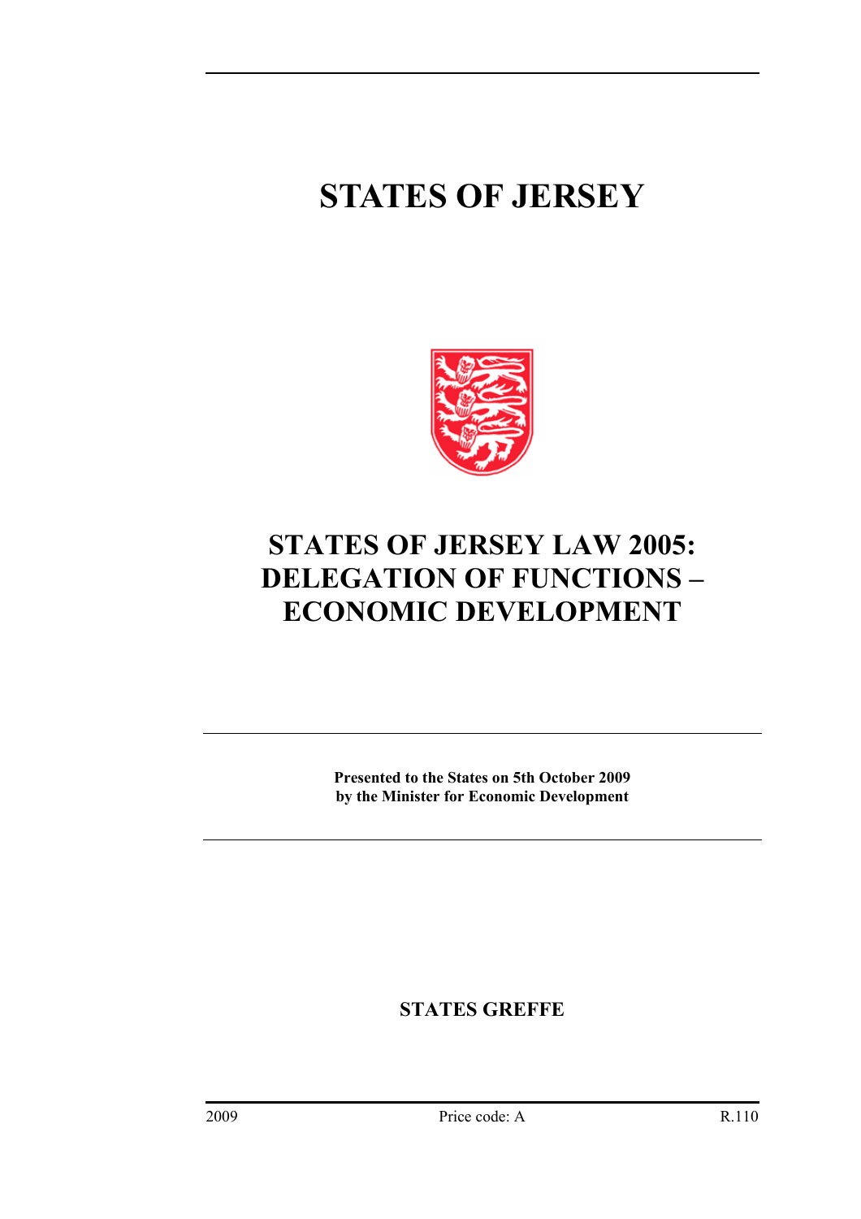# STATES OF JERSEY

## STATES OF JERSEY LAW 2005: DELEGATION OF FUNCTIONS – ECONOMIC DEVELOPMENT

**Presented to the States on 5th October 2009**
**by the Minister for Economic Development**

**STATES GREFFE**

2009 Price code: A R.110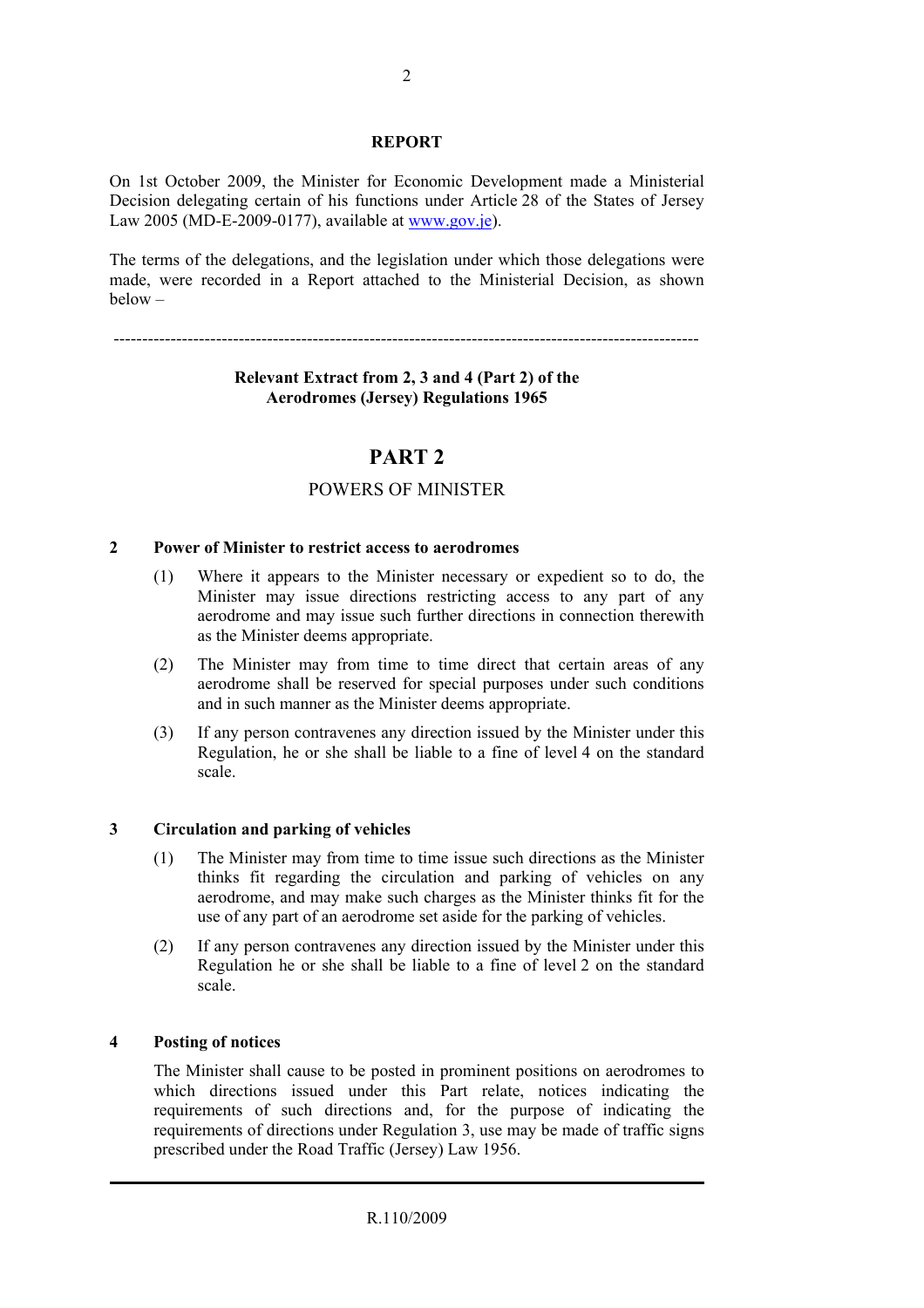## REPORT

On 1st October 2009, the Minister for Economic Development made a Ministerial Decision delegating certain of his functions under Article 28 of the States of Jersey Law 2005 (MD-E-2009-0177), available at www.gov.je).

The terms of the delegations, and the legislation under which those delegations were made, were recorded in a Report attached to the Ministerial Decision, as shown below –

---

**Relevant Extract from 2, 3 and 4 (Part 2) of the Aerodromes (Jersey) Regulations 1965**

# PART 2

## POWERS OF MINISTER

### 2 Power of Minister to restrict access to aerodromes

(1) Where it appears to the Minister necessary or expedient so to do, the Minister may issue directions restricting access to any part of any aerodrome and may issue such further directions in connection therewith as the Minister deems appropriate.

(2) The Minister may from time to time direct that certain areas of any aerodrome shall be reserved for special purposes under such conditions and in such manner as the Minister deems appropriate.

(3) If any person contravenes any direction issued by the Minister under this Regulation, he or she shall be liable to a fine of level 4 on the standard scale.

### 3 Circulation and parking of vehicles

(1) The Minister may from time to time issue such directions as the Minister thinks fit regarding the circulation and parking of vehicles on any aerodrome, and may make such charges as the Minister thinks fit for the use of any part of an aerodrome set aside for the parking of vehicles.

(2) If any person contravenes any direction issued by the Minister under this Regulation he or she shall be liable to a fine of level 2 on the standard scale.

### 4 Posting of notices

The Minister shall cause to be posted in prominent positions on aerodromes to which directions issued under this Part relate, notices indicating the requirements of such directions and, for the purpose of indicating the requirements of directions under Regulation 3, use may be made of traffic signs prescribed under the Road Traffic (Jersey) Law 1956.